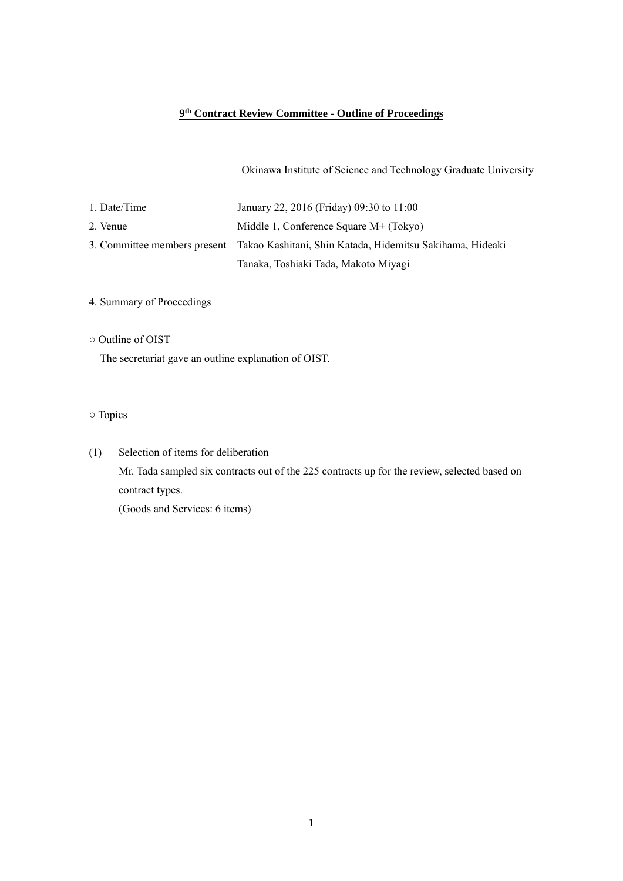# 9th Contract Review Committee - Outline of Proceedings

Okinawa Institute of Science and Technology Graduate University

| | |
|---|---|
| 1. Date/Time | January 22, 2016 (Friday) 09:30 to 11:00 |
| 2. Venue | Middle 1, Conference Square M+ (Tokyo) |
| 3. Committee members present | Takao Kashitani, Shin Katada, Hidemitsu Sakihama, Hideaki Tanaka, Toshiaki Tada, Makoto Miyagi |

4. Summary of Proceedings

○ Outline of OIST

The secretariat gave an outline explanation of OIST.

○ Topics

(1) Selection of items for deliberation

Mr. Tada sampled six contracts out of the 225 contracts up for the review, selected based on contract types.

(Goods and Services: 6 items)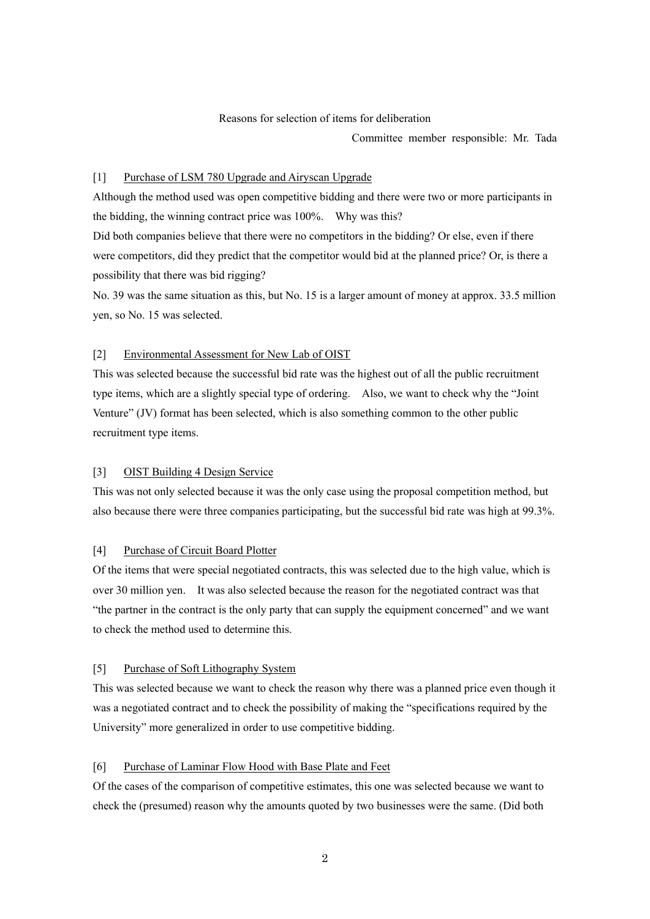# Reasons for selection of items for deliberation

Committee member responsible: Mr. Tada

## [1] Purchase of LSM 780 Upgrade and Airyscan Upgrade

Although the method used was open competitive bidding and there were two or more participants in the bidding, the winning contract price was 100%. Why was this?

Did both companies believe that there were no competitors in the bidding? Or else, even if there were competitors, did they predict that the competitor would bid at the planned price? Or, is there a possibility that there was bid rigging?

No. 39 was the same situation as this, but No. 15 is a larger amount of money at approx. 33.5 million yen, so No. 15 was selected.

## [2] Environmental Assessment for New Lab of OIST

This was selected because the successful bid rate was the highest out of all the public recruitment type items, which are a slightly special type of ordering. Also, we want to check why the "Joint Venture" (JV) format has been selected, which is also something common to the other public recruitment type items.

## [3] OIST Building 4 Design Service

This was not only selected because it was the only case using the proposal competition method, but also because there were three companies participating, but the successful bid rate was high at 99.3%.

## [4] Purchase of Circuit Board Plotter

Of the items that were special negotiated contracts, this was selected due to the high value, which is over 30 million yen. It was also selected because the reason for the negotiated contract was that "the partner in the contract is the only party that can supply the equipment concerned" and we want to check the method used to determine this.

## [5] Purchase of Soft Lithography System

This was selected because we want to check the reason why there was a planned price even though it was a negotiated contract and to check the possibility of making the "specifications required by the University" more generalized in order to use competitive bidding.

## [6] Purchase of Laminar Flow Hood with Base Plate and Feet

Of the cases of the comparison of competitive estimates, this one was selected because we want to check the (presumed) reason why the amounts quoted by two businesses were the same. (Did both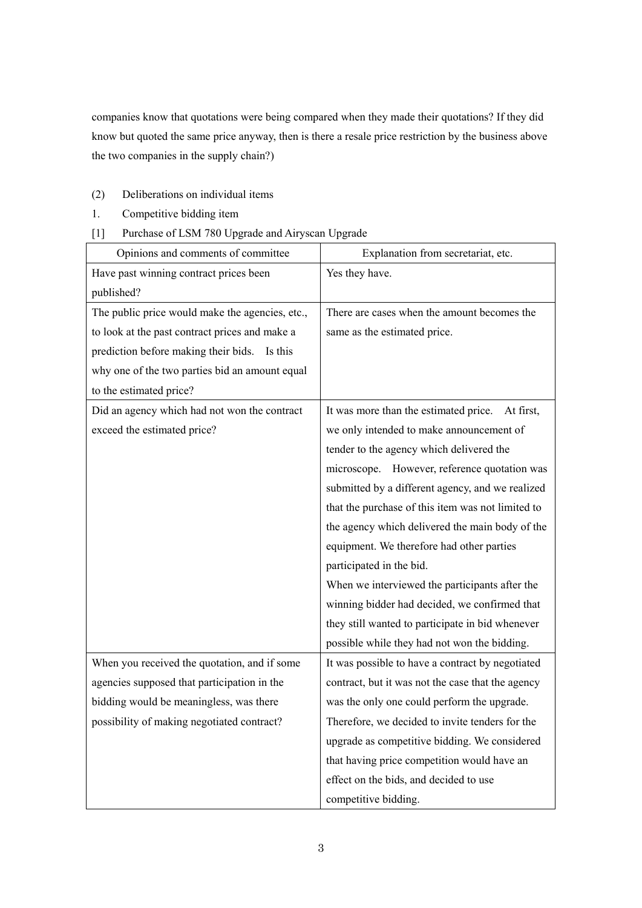companies know that quotations were being compared when they made their quotations? If they did know but quoted the same price anyway, then is there a resale price restriction by the business above the two companies in the supply chain?)

(2) Deliberations on individual items

1. Competitive bidding item

[1] Purchase of LSM 780 Upgrade and Airyscan Upgrade

| Opinions and comments of committee | Explanation from secretariat, etc. |
|---|---|
| Have past winning contract prices been published? | Yes they have. |
| The public price would make the agencies, etc., to look at the past contract prices and make a prediction before making their bids. Is this why one of the two parties bid an amount equal to the estimated price? | There are cases when the amount becomes the same as the estimated price. |
| Did an agency which had not won the contract exceed the estimated price? | It was more than the estimated price. At first, we only intended to make announcement of tender to the agency which delivered the microscope. However, reference quotation was submitted by a different agency, and we realized that the purchase of this item was not limited to the agency which delivered the main body of the equipment. We therefore had other parties participated in the bid.<br>When we interviewed the participants after the winning bidder had decided, we confirmed that they still wanted to participate in bid whenever possible while they had not won the bidding. |
| When you received the quotation, and if some agencies supposed that participation in the bidding would be meaningless, was there possibility of making negotiated contract? | It was possible to have a contract by negotiated contract, but it was not the case that the agency was the only one could perform the upgrade. Therefore, we decided to invite tenders for the upgrade as competitive bidding. We considered that having price competition would have an effect on the bids, and decided to use competitive bidding. |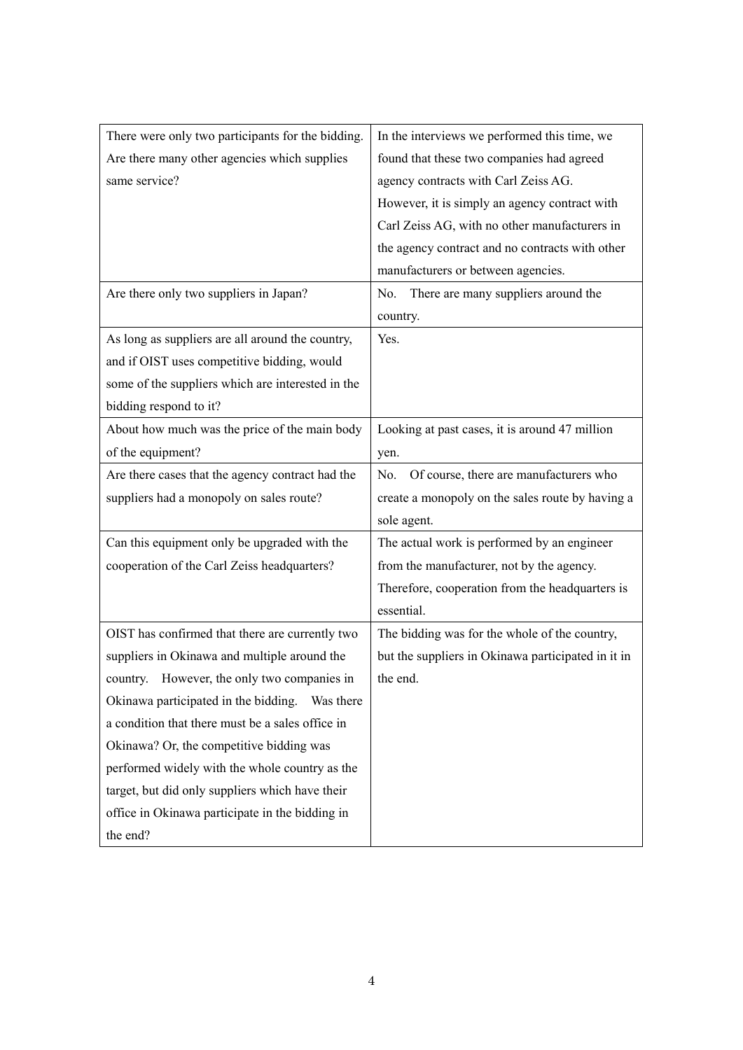| | |
|---|---|
| There were only two participants for the bidding. Are there many other agencies which supplies same service? | In the interviews we performed this time, we found that these two companies had agreed agency contracts with Carl Zeiss AG. However, it is simply an agency contract with Carl Zeiss AG, with no other manufacturers in the agency contract and no contracts with other manufacturers or between agencies. |
| Are there only two suppliers in Japan? | No. There are many suppliers around the country. |
| As long as suppliers are all around the country, and if OIST uses competitive bidding, would some of the suppliers which are interested in the bidding respond to it? | Yes. |
| About how much was the price of the main body of the equipment? | Looking at past cases, it is around 47 million yen. |
| Are there cases that the agency contract had the suppliers had a monopoly on sales route? | No. Of course, there are manufacturers who create a monopoly on the sales route by having a sole agent. |
| Can this equipment only be upgraded with the cooperation of the Carl Zeiss headquarters? | The actual work is performed by an engineer from the manufacturer, not by the agency. Therefore, cooperation from the headquarters is essential. |
| OIST has confirmed that there are currently two suppliers in Okinawa and multiple around the country. However, the only two companies in Okinawa participated in the bidding. Was there a condition that there must be a sales office in Okinawa? Or, the competitive bidding was performed widely with the whole country as the target, but did only suppliers which have their office in Okinawa participate in the bidding in the end? | The bidding was for the whole of the country, but the suppliers in Okinawa participated in it in the end. |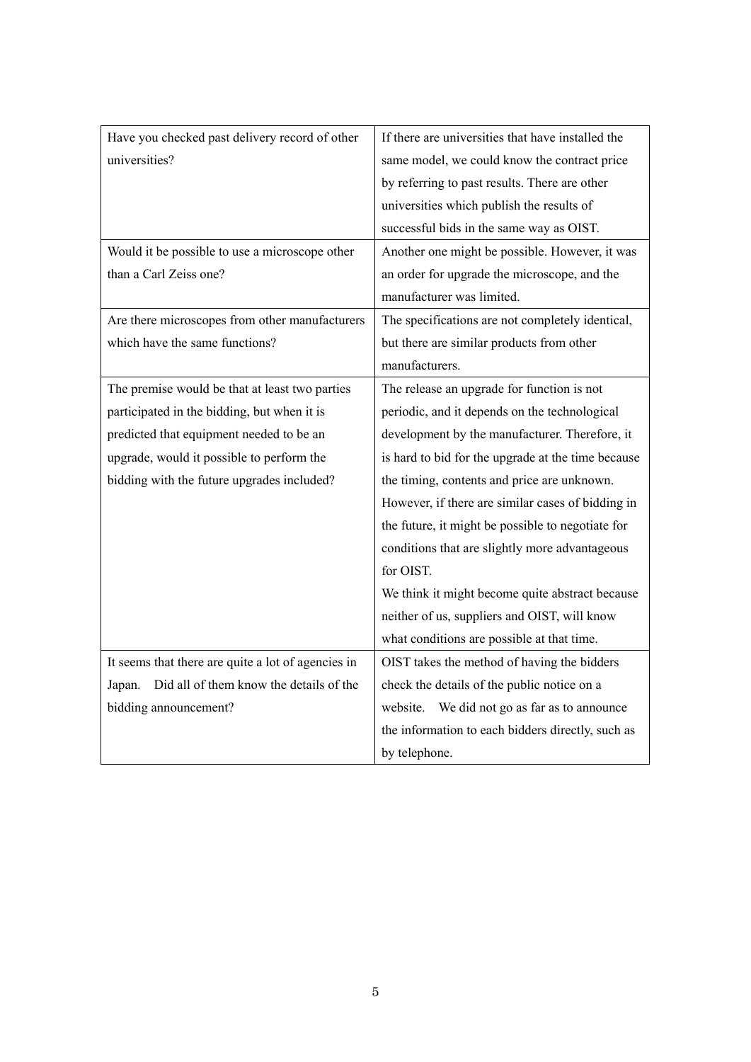| | |
|---|---|
| Have you checked past delivery record of other universities? | If there are universities that have installed the same model, we could know the contract price by referring to past results. There are other universities which publish the results of successful bids in the same way as OIST. |
| Would it be possible to use a microscope other than a Carl Zeiss one? | Another one might be possible. However, it was an order for upgrade the microscope, and the manufacturer was limited. |
| Are there microscopes from other manufacturers which have the same functions? | The specifications are not completely identical, but there are similar products from other manufacturers. |
| The premise would be that at least two parties participated in the bidding, but when it is predicted that equipment needed to be an upgrade, would it possible to perform the bidding with the future upgrades included? | The release an upgrade for function is not periodic, and it depends on the technological development by the manufacturer. Therefore, it is hard to bid for the upgrade at the time because the timing, contents and price are unknown. However, if there are similar cases of bidding in the future, it might be possible to negotiate for conditions that are slightly more advantageous for OIST.<br>We think it might become quite abstract because neither of us, suppliers and OIST, will know what conditions are possible at that time. |
| It seems that there are quite a lot of agencies in Japan. Did all of them know the details of the bidding announcement? | OIST takes the method of having the bidders check the details of the public notice on a website. We did not go as far as to announce the information to each bidders directly, such as by telephone. |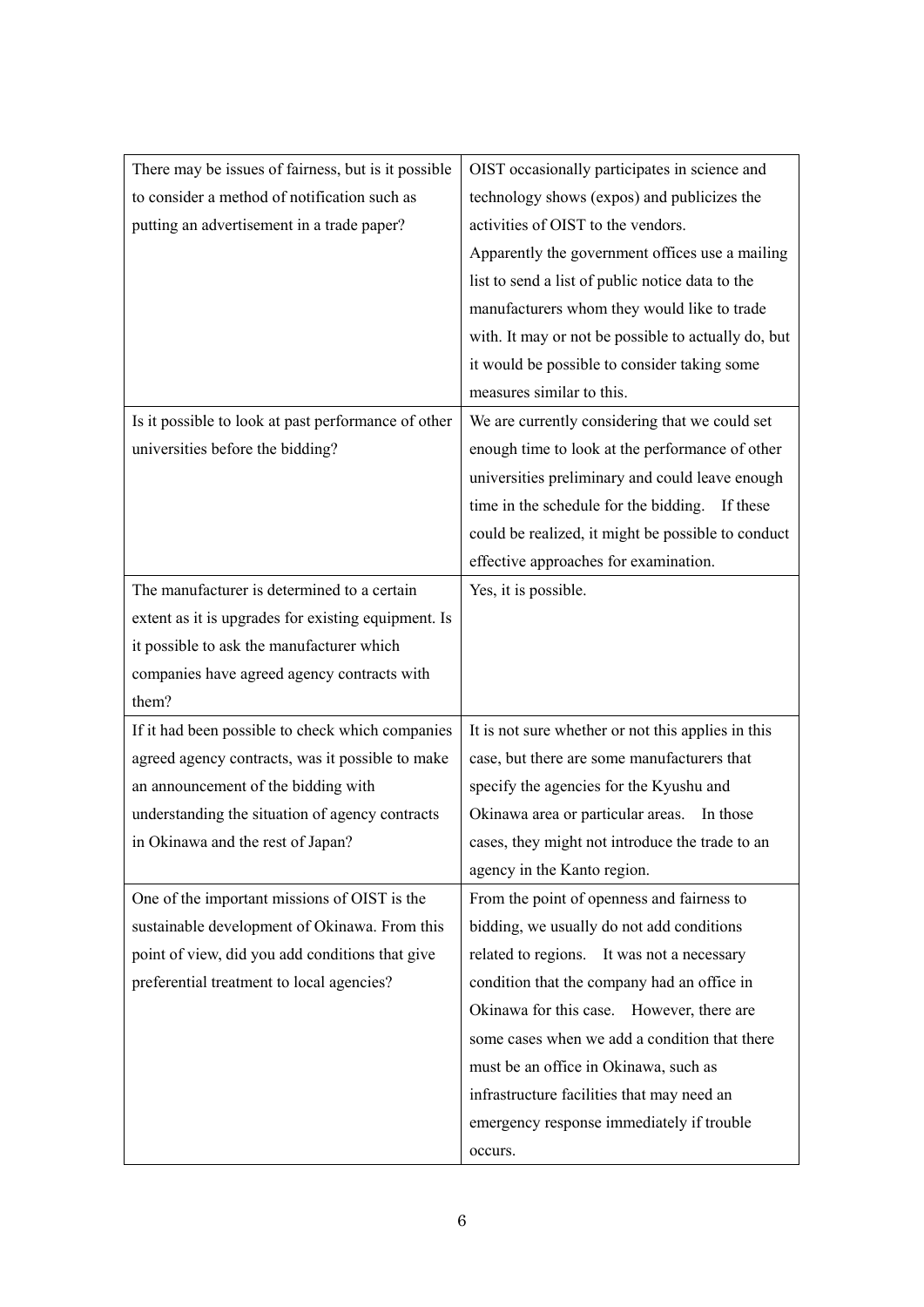| | |
|---|---|
| There may be issues of fairness, but is it possible to consider a method of notification such as putting an advertisement in a trade paper? | OIST occasionally participates in science and technology shows (expos) and publicizes the activities of OIST to the vendors. Apparently the government offices use a mailing list to send a list of public notice data to the manufacturers whom they would like to trade with. It may or not be possible to actually do, but it would be possible to consider taking some measures similar to this. |
| Is it possible to look at past performance of other universities before the bidding? | We are currently considering that we could set enough time to look at the performance of other universities preliminary and could leave enough time in the schedule for the bidding. If these could be realized, it might be possible to conduct effective approaches for examination. |
| The manufacturer is determined to a certain extent as it is upgrades for existing equipment. Is it possible to ask the manufacturer which companies have agreed agency contracts with them? | Yes, it is possible. |
| If it had been possible to check which companies agreed agency contracts, was it possible to make an announcement of the bidding with understanding the situation of agency contracts in Okinawa and the rest of Japan? | It is not sure whether or not this applies in this case, but there are some manufacturers that specify the agencies for the Kyushu and Okinawa area or particular areas. In those cases, they might not introduce the trade to an agency in the Kanto region. |
| One of the important missions of OIST is the sustainable development of Okinawa. From this point of view, did you add conditions that give preferential treatment to local agencies? | From the point of openness and fairness to bidding, we usually do not add conditions related to regions. It was not a necessary condition that the company had an office in Okinawa for this case. However, there are some cases when we add a condition that there must be an office in Okinawa, such as infrastructure facilities that may need an emergency response immediately if trouble occurs. |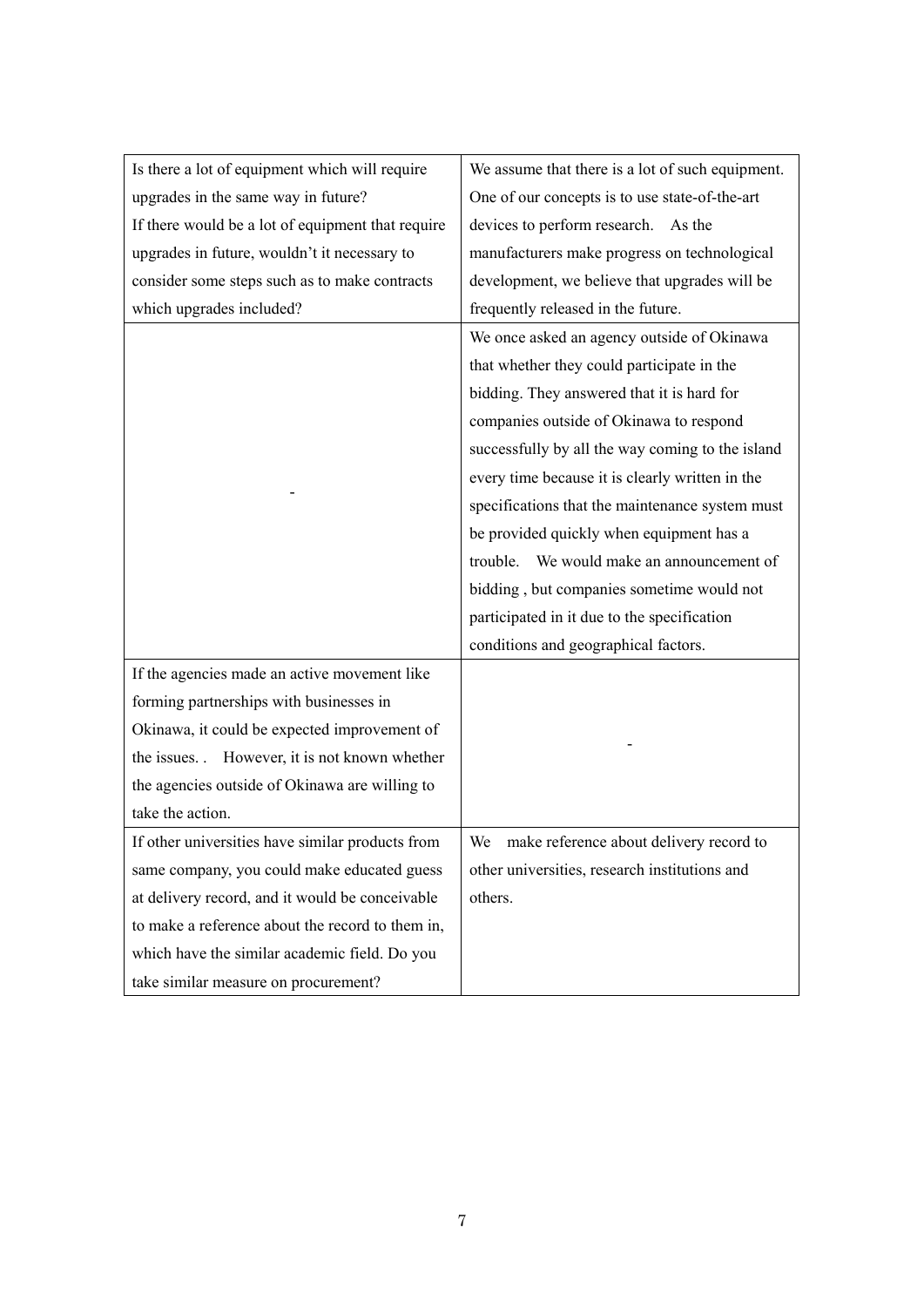| | |
|---|---|
| Is there a lot of equipment which will require upgrades in the same way in future?<br>If there would be a lot of equipment that require upgrades in future, wouldn't it necessary to consider some steps such as to make contracts which upgrades included? | We assume that there is a lot of such equipment. One of our concepts is to use state-of-the-art devices to perform research. As the manufacturers make progress on technological development, we believe that upgrades will be frequently released in the future. |
| - | We once asked an agency outside of Okinawa that whether they could participate in the bidding. They answered that it is hard for companies outside of Okinawa to respond successfully by all the way coming to the island every time because it is clearly written in the specifications that the maintenance system must be provided quickly when equipment has a trouble. We would make an announcement of bidding , but companies sometime would not participated in it due to the specification conditions and geographical factors. |
| If the agencies made an active movement like forming partnerships with businesses in Okinawa, it could be expected improvement of the issues. . However, it is not known whether the agencies outside of Okinawa are willing to take the action. | - |
| If other universities have similar products from same company, you could make educated guess at delivery record, and it would be conceivable to make a reference about the record to them in, which have the similar academic field. Do you take similar measure on procurement? | We make reference about delivery record to other universities, research institutions and others. |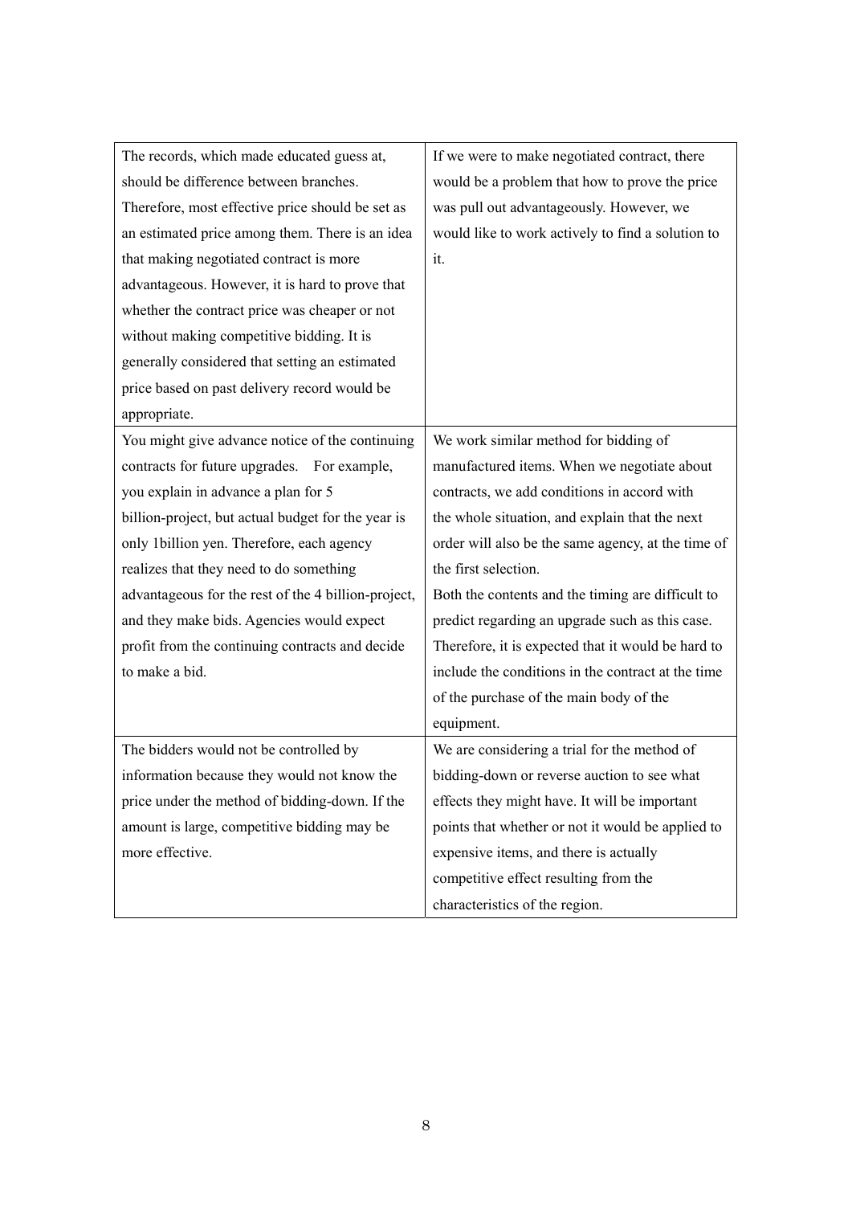| | |
|---|---|
| The records, which made educated guess at, should be difference between branches. Therefore, most effective price should be set as an estimated price among them. There is an idea that making negotiated contract is more advantageous. However, it is hard to prove that whether the contract price was cheaper or not without making competitive bidding. It is generally considered that setting an estimated price based on past delivery record would be appropriate. | If we were to make negotiated contract, there would be a problem that how to prove the price was pull out advantageously. However, we would like to work actively to find a solution to it. |
| You might give advance notice of the continuing contracts for future upgrades. For example, you explain in advance a plan for 5 billion-project, but actual budget for the year is only 1billion yen. Therefore, each agency realizes that they need to do something advantageous for the rest of the 4 billion-project, and they make bids. Agencies would expect profit from the continuing contracts and decide to make a bid. | We work similar method for bidding of manufactured items. When we negotiate about contracts, we add conditions in accord with the whole situation, and explain that the next order will also be the same agency, at the time of the first selection.<br>Both the contents and the timing are difficult to predict regarding an upgrade such as this case. Therefore, it is expected that it would be hard to include the conditions in the contract at the time of the purchase of the main body of the equipment. |
| The bidders would not be controlled by information because they would not know the price under the method of bidding-down. If the amount is large, competitive bidding may be more effective. | We are considering a trial for the method of bidding-down or reverse auction to see what effects they might have. It will be important points that whether or not it would be applied to expensive items, and there is actually competitive effect resulting from the characteristics of the region. |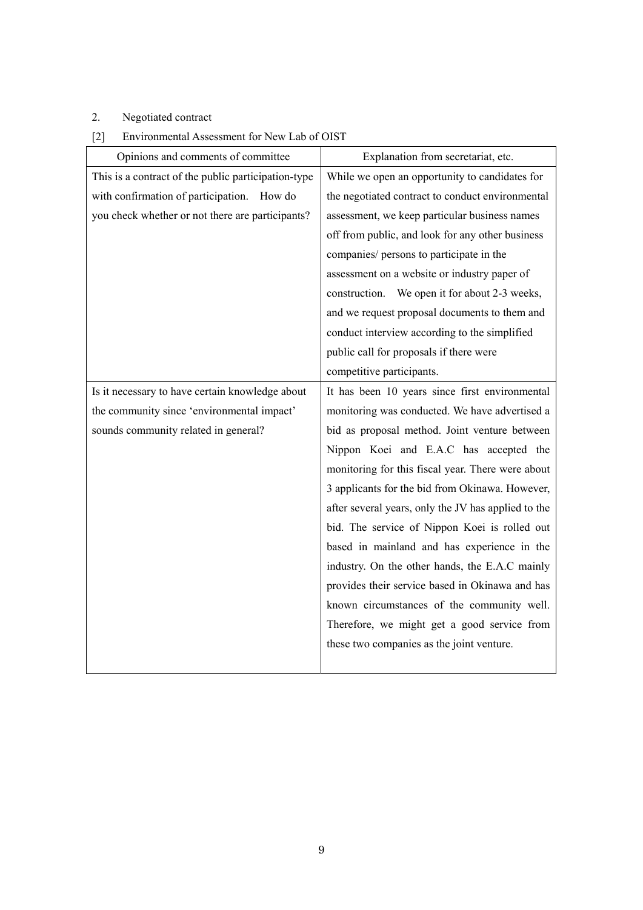2. Negotiated contract

[2] Environmental Assessment for New Lab of OIST

| Opinions and comments of committee | Explanation from secretariat, etc. |
| --- | --- |
| This is a contract of the public participation-type with confirmation of participation. How do you check whether or not there are participants? | While we open an opportunity to candidates for the negotiated contract to conduct environmental assessment, we keep particular business names off from public, and look for any other business companies/ persons to participate in the assessment on a website or industry paper of construction. We open it for about 2-3 weeks, and we request proposal documents to them and conduct interview according to the simplified public call for proposals if there were competitive participants. |
| Is it necessary to have certain knowledge about the community since 'environmental impact' sounds community related in general? | It has been 10 years since first environmental monitoring was conducted. We have advertised a bid as proposal method. Joint venture between Nippon Koei and E.A.C has accepted the monitoring for this fiscal year. There were about 3 applicants for the bid from Okinawa. However, after several years, only the JV has applied to the bid. The service of Nippon Koei is rolled out based in mainland and has experience in the industry. On the other hands, the E.A.C mainly provides their service based in Okinawa and has known circumstances of the community well. Therefore, we might get a good service from these two companies as the joint venture. |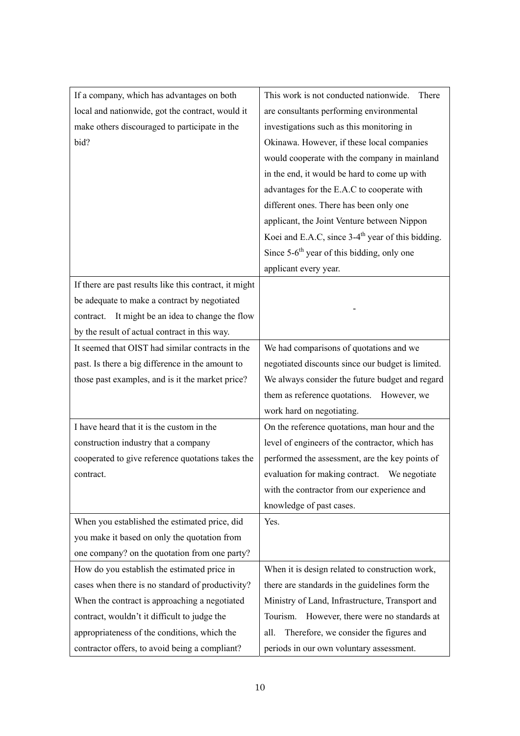| | |
|---|---|
| If a company, which has advantages on both local and nationwide, got the contract, would it make others discouraged to participate in the bid? | This work is not conducted nationwide. There are consultants performing environmental investigations such as this monitoring in Okinawa. However, if these local companies would cooperate with the company in mainland in the end, it would be hard to come up with advantages for the E.A.C to cooperate with different ones. There has been only one applicant, the Joint Venture between Nippon Koei and E.A.C, since 3-4th year of this bidding. Since 5-6th year of this bidding, only one applicant every year. |
| If there are past results like this contract, it might be adequate to make a contract by negotiated contract. It might be an idea to change the flow by the result of actual contract in this way. | - |
| It seemed that OIST had similar contracts in the past. Is there a big difference in the amount to those past examples, and is it the market price? | We had comparisons of quotations and we negotiated discounts since our budget is limited. We always consider the future budget and regard them as reference quotations. However, we work hard on negotiating. |
| I have heard that it is the custom in the construction industry that a company cooperated to give reference quotations takes the contract. | On the reference quotations, man hour and the level of engineers of the contractor, which has performed the assessment, are the key points of evaluation for making contract. We negotiate with the contractor from our experience and knowledge of past cases. |
| When you established the estimated price, did you make it based on only the quotation from one company? on the quotation from one party? | Yes. |
| How do you establish the estimated price in cases when there is no standard of productivity? When the contract is approaching a negotiated contract, wouldn't it difficult to judge the appropriateness of the conditions, which the contractor offers, to avoid being a compliant? | When it is design related to construction work, there are standards in the guidelines form the Ministry of Land, Infrastructure, Transport and Tourism. However, there were no standards at all. Therefore, we consider the figures and periods in our own voluntary assessment. |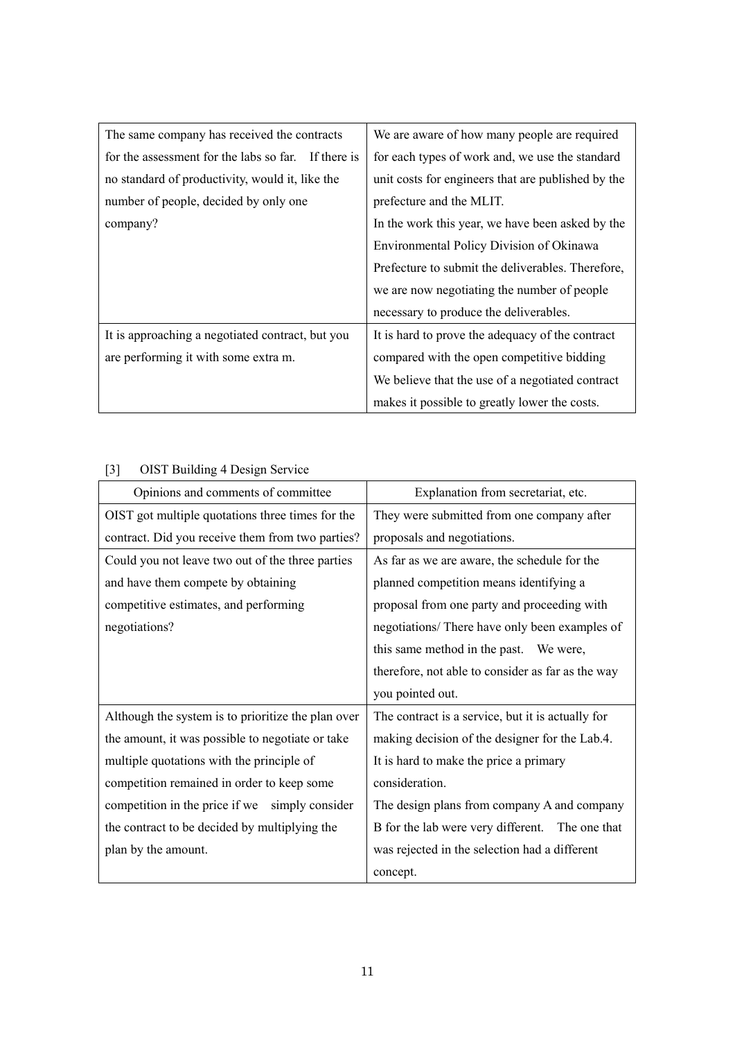| | |
|---|---|
| The same company has received the contracts for the assessment for the labs so far. If there is no standard of productivity, would it, like the number of people, decided by only one company? | We are aware of how many people are required for each types of work and, we use the standard unit costs for engineers that are published by the prefecture and the MLIT. In the work this year, we have been asked by the Environmental Policy Division of Okinawa Prefecture to submit the deliverables. Therefore, we are now negotiating the number of people necessary to produce the deliverables. |
| It is approaching a negotiated contract, but you are performing it with some extra m. | It is hard to prove the adequacy of the contract compared with the open competitive bidding We believe that the use of a negotiated contract makes it possible to greatly lower the costs. |

[3] OIST Building 4 Design Service

| Opinions and comments of committee | Explanation from secretariat, etc. |
|---|---|
| OIST got multiple quotations three times for the contract. Did you receive them from two parties? | They were submitted from one company after proposals and negotiations. |
| Could you not leave two out of the three parties and have them compete by obtaining competitive estimates, and performing negotiations? | As far as we are aware, the schedule for the planned competition means identifying a proposal from one party and proceeding with negotiations/ There have only been examples of this same method in the past. We were, therefore, not able to consider as far as the way you pointed out. |
| Although the system is to prioritize the plan over the amount, it was possible to negotiate or take multiple quotations with the principle of competition remained in order to keep some competition in the price if we simply consider the contract to be decided by multiplying the plan by the amount. | The contract is a service, but it is actually for making decision of the designer for the Lab.4. It is hard to make the price a primary consideration. The design plans from company A and company B for the lab were very different. The one that was rejected in the selection had a different concept. |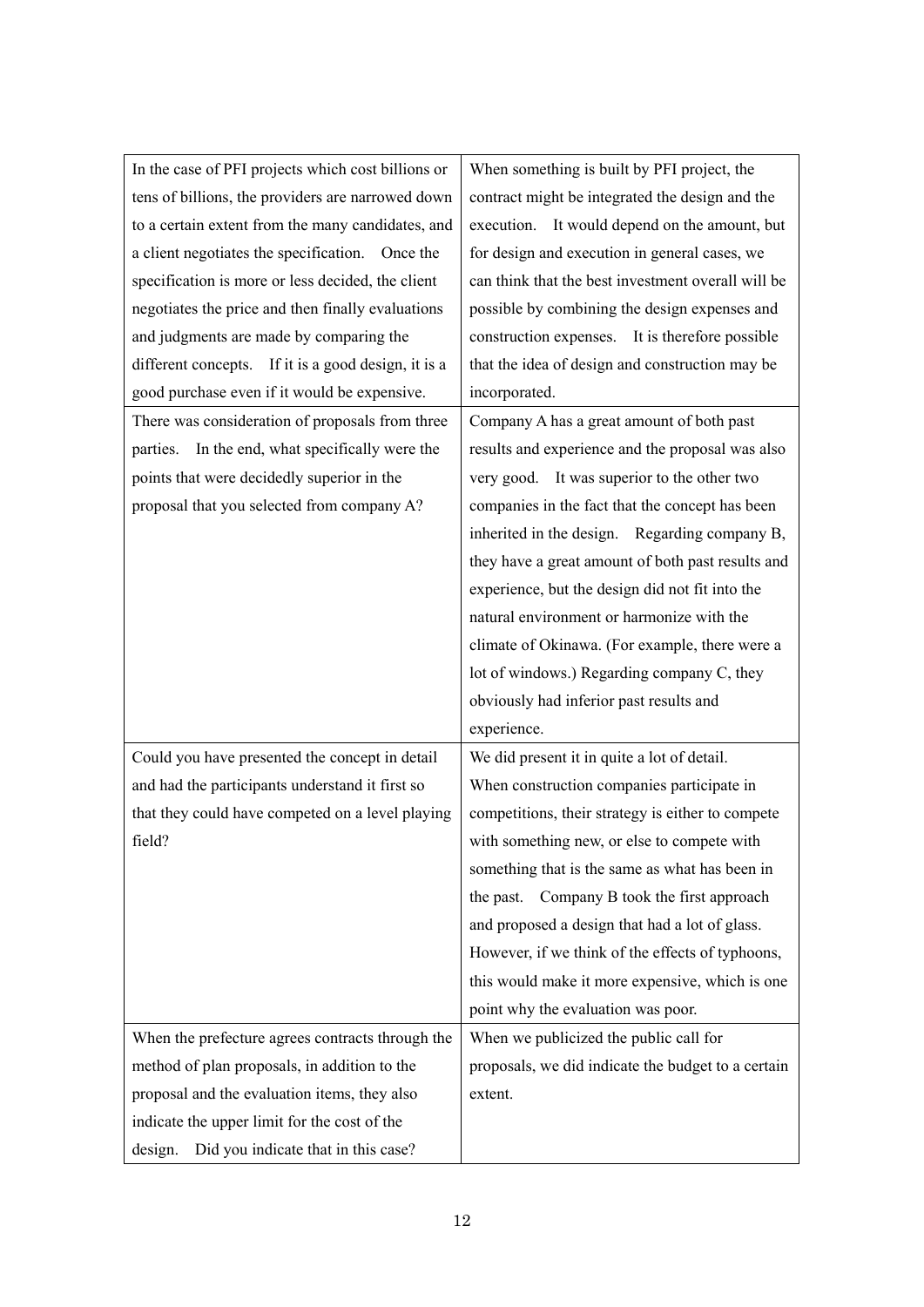| | |
|---|---|
| In the case of PFI projects which cost billions or tens of billions, the providers are narrowed down to a certain extent from the many candidates, and a client negotiates the specification. Once the specification is more or less decided, the client negotiates the price and then finally evaluations and judgments are made by comparing the different concepts. If it is a good design, it is a good purchase even if it would be expensive. | When something is built by PFI project, the contract might be integrated the design and the execution. It would depend on the amount, but for design and execution in general cases, we can think that the best investment overall will be possible by combining the design expenses and construction expenses. It is therefore possible that the idea of design and construction may be incorporated. |
| There was consideration of proposals from three parties. In the end, what specifically were the points that were decidedly superior in the proposal that you selected from company A? | Company A has a great amount of both past results and experience and the proposal was also very good. It was superior to the other two companies in the fact that the concept has been inherited in the design. Regarding company B, they have a great amount of both past results and experience, but the design did not fit into the natural environment or harmonize with the climate of Okinawa. (For example, there were a lot of windows.) Regarding company C, they obviously had inferior past results and experience. |
| Could you have presented the concept in detail and had the participants understand it first so that they could have competed on a level playing field? | We did present it in quite a lot of detail. When construction companies participate in competitions, their strategy is either to compete with something new, or else to compete with something that is the same as what has been in the past. Company B took the first approach and proposed a design that had a lot of glass. However, if we think of the effects of typhoons, this would make it more expensive, which is one point why the evaluation was poor. |
| When the prefecture agrees contracts through the method of plan proposals, in addition to the proposal and the evaluation items, they also indicate the upper limit for the cost of the design. Did you indicate that in this case? | When we publicized the public call for proposals, we did indicate the budget to a certain extent. |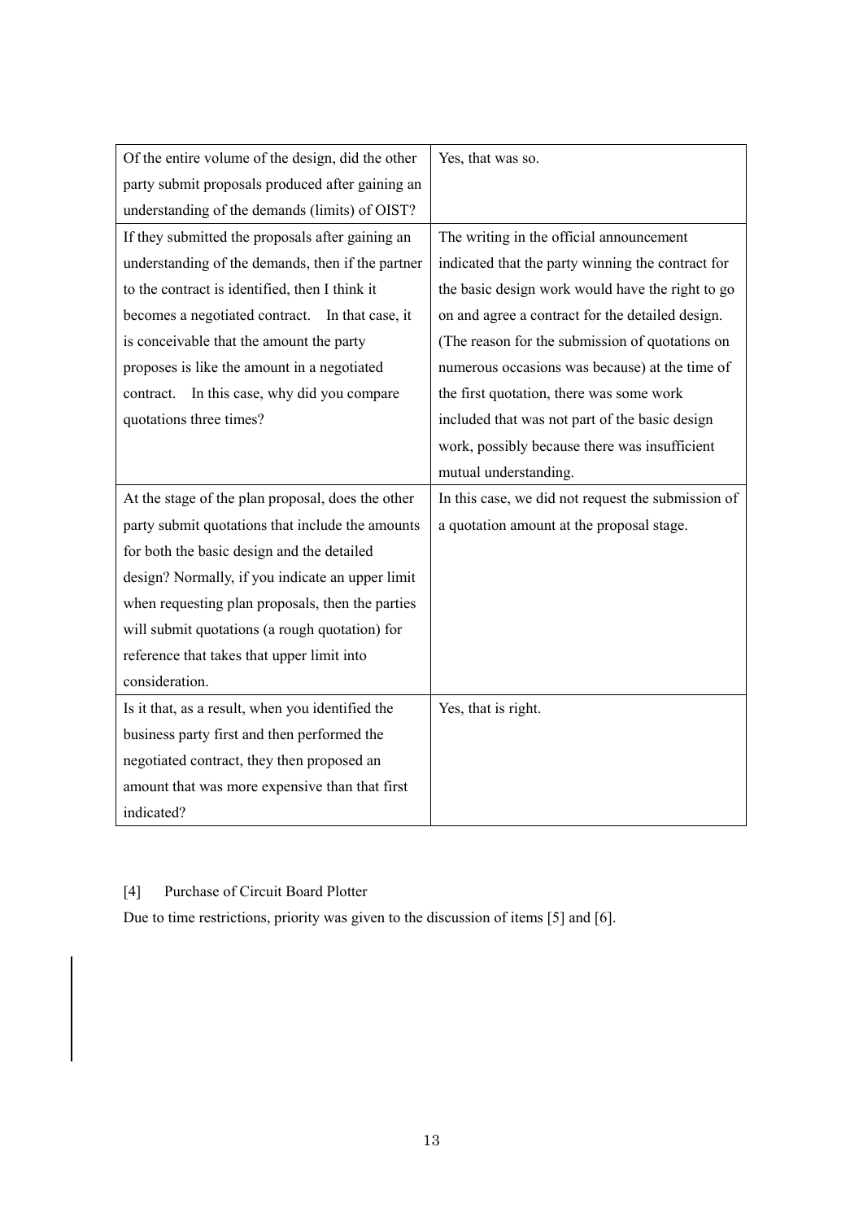| | |
|---|---|
| Of the entire volume of the design, did the other party submit proposals produced after gaining an understanding of the demands (limits) of OIST? | Yes, that was so. |
| If they submitted the proposals after gaining an understanding of the demands, then if the partner to the contract is identified, then I think it becomes a negotiated contract. In that case, it is conceivable that the amount the party proposes is like the amount in a negotiated contract. In this case, why did you compare quotations three times? | The writing in the official announcement indicated that the party winning the contract for the basic design work would have the right to go on and agree a contract for the detailed design. (The reason for the submission of quotations on numerous occasions was because) at the time of the first quotation, there was some work included that was not part of the basic design work, possibly because there was insufficient mutual understanding. |
| At the stage of the plan proposal, does the other party submit quotations that include the amounts for both the basic design and the detailed design? Normally, if you indicate an upper limit when requesting plan proposals, then the parties will submit quotations (a rough quotation) for reference that takes that upper limit into consideration. | In this case, we did not request the submission of a quotation amount at the proposal stage. |
| Is it that, as a result, when you identified the business party first and then performed the negotiated contract, they then proposed an amount that was more expensive than that first indicated? | Yes, that is right. |

[4] Purchase of Circuit Board Plotter

Due to time restrictions, priority was given to the discussion of items [5] and [6].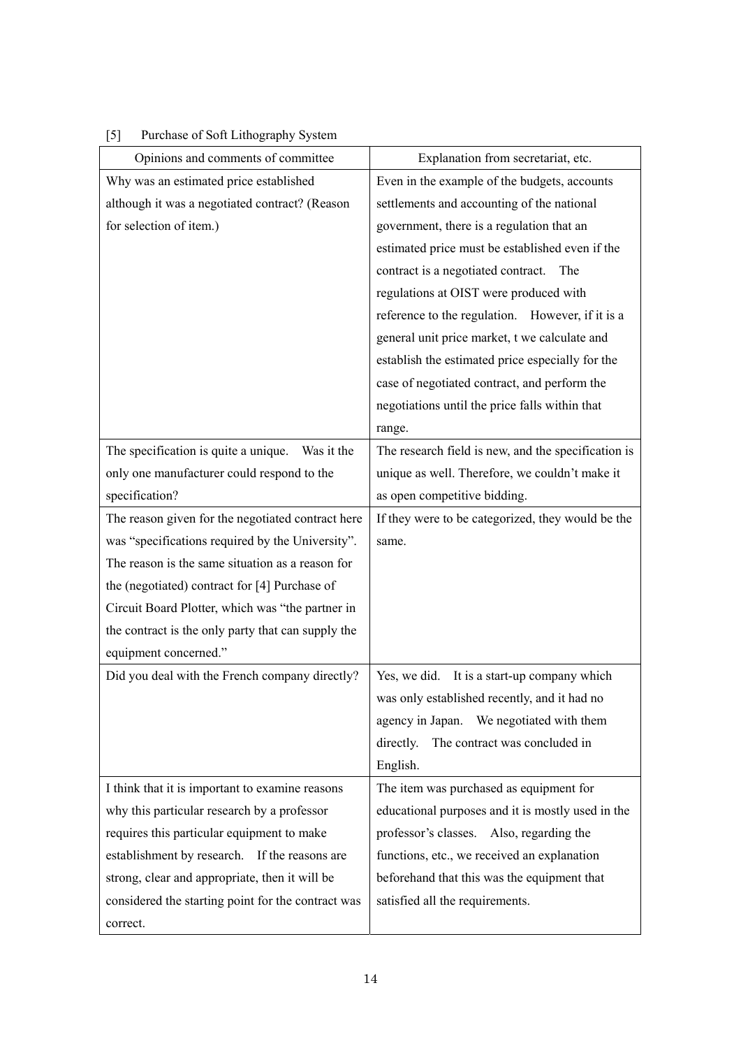[5] Purchase of Soft Lithography System

| Opinions and comments of committee | Explanation from secretariat, etc. |
|---|---|
| Why was an estimated price established although it was a negotiated contract? (Reason for selection of item.) | Even in the example of the budgets, accounts settlements and accounting of the national government, there is a regulation that an estimated price must be established even if the contract is a negotiated contract. The regulations at OIST were produced with reference to the regulation. However, if it is a general unit price market, t we calculate and establish the estimated price especially for the case of negotiated contract, and perform the negotiations until the price falls within that range. |
| The specification is quite a unique. Was it the only one manufacturer could respond to the specification? | The research field is new, and the specification is unique as well. Therefore, we couldn't make it as open competitive bidding. |
| The reason given for the negotiated contract here was "specifications required by the University". The reason is the same situation as a reason for the (negotiated) contract for [4] Purchase of Circuit Board Plotter, which was "the partner in the contract is the only party that can supply the equipment concerned." | If they were to be categorized, they would be the same. |
| Did you deal with the French company directly? | Yes, we did. It is a start-up company which was only established recently, and it had no agency in Japan. We negotiated with them directly. The contract was concluded in English. |
| I think that it is important to examine reasons why this particular research by a professor requires this particular equipment to make establishment by research. If the reasons are strong, clear and appropriate, then it will be considered the starting point for the contract was correct. | The item was purchased as equipment for educational purposes and it is mostly used in the professor's classes. Also, regarding the functions, etc., we received an explanation beforehand that this was the equipment that satisfied all the requirements. |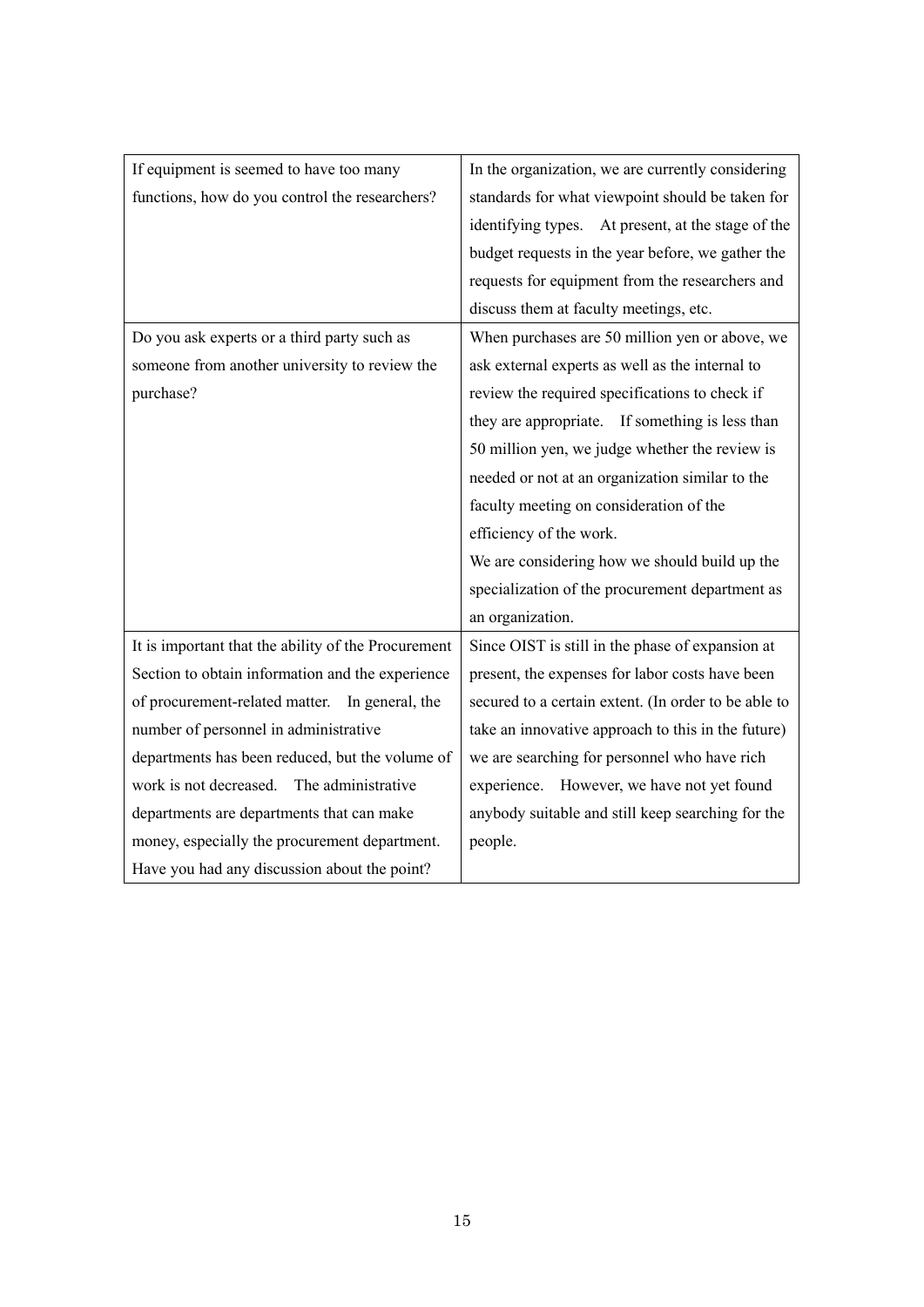| | |
|---|---|
| If equipment is seemed to have too many functions, how do you control the researchers? | In the organization, we are currently considering standards for what viewpoint should be taken for identifying types. At present, at the stage of the budget requests in the year before, we gather the requests for equipment from the researchers and discuss them at faculty meetings, etc. |
| Do you ask experts or a third party such as someone from another university to review the purchase? | When purchases are 50 million yen or above, we ask external experts as well as the internal to review the required specifications to check if they are appropriate. If something is less than 50 million yen, we judge whether the review is needed or not at an organization similar to the faculty meeting on consideration of the efficiency of the work.<br>We are considering how we should build up the specialization of the procurement department as an organization. |
| It is important that the ability of the Procurement Section to obtain information and the experience of procurement-related matter. In general, the number of personnel in administrative departments has been reduced, but the volume of work is not decreased. The administrative departments are departments that can make money, especially the procurement department. Have you had any discussion about the point? | Since OIST is still in the phase of expansion at present, the expenses for labor costs have been secured to a certain extent. (In order to be able to take an innovative approach to this in the future) we are searching for personnel who have rich experience. However, we have not yet found anybody suitable and still keep searching for the people. |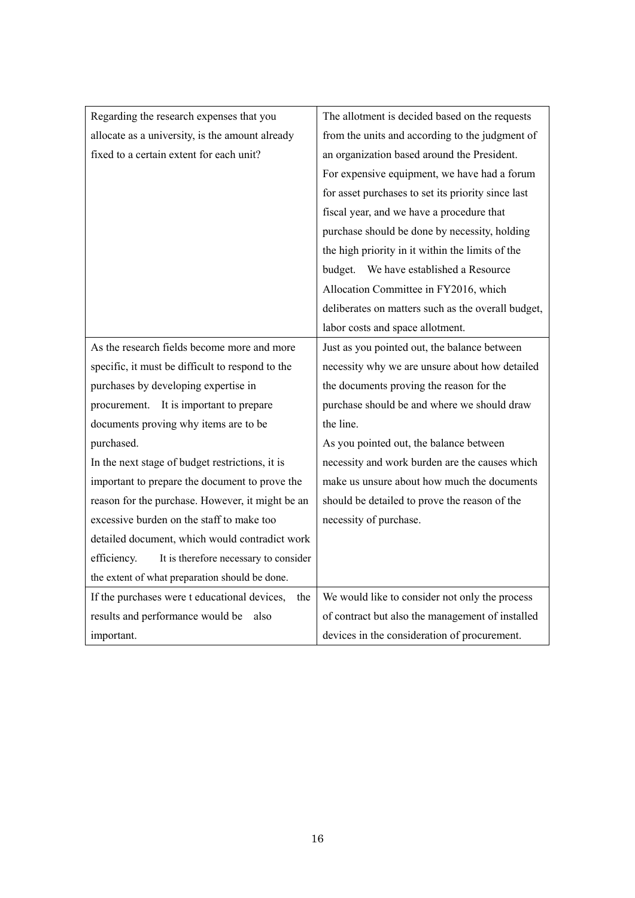| | |
|---|---|
| Regarding the research expenses that you allocate as a university, is the amount already fixed to a certain extent for each unit? | The allotment is decided based on the requests from the units and according to the judgment of an organization based around the President. For expensive equipment, we have had a forum for asset purchases to set its priority since last fiscal year, and we have a procedure that purchase should be done by necessity, holding the high priority in it within the limits of the budget. We have established a Resource Allocation Committee in FY2016, which deliberates on matters such as the overall budget, labor costs and space allotment. |
| As the research fields become more and more specific, it must be difficult to respond to the purchases by developing expertise in procurement. It is important to prepare documents proving why items are to be purchased.<br>In the next stage of budget restrictions, it is important to prepare the document to prove the reason for the purchase. However, it might be an excessive burden on the staff to make too detailed document, which would contradict work efficiency. It is therefore necessary to consider the extent of what preparation should be done. | Just as you pointed out, the balance between necessity why we are unsure about how detailed the documents proving the reason for the purchase should be and where we should draw the line.<br>As you pointed out, the balance between necessity and work burden are the causes which make us unsure about how much the documents should be detailed to prove the reason of the necessity of purchase. |
| If the purchases were t educational devices, the results and performance would be also important. | We would like to consider not only the process of contract but also the management of installed devices in the consideration of procurement. |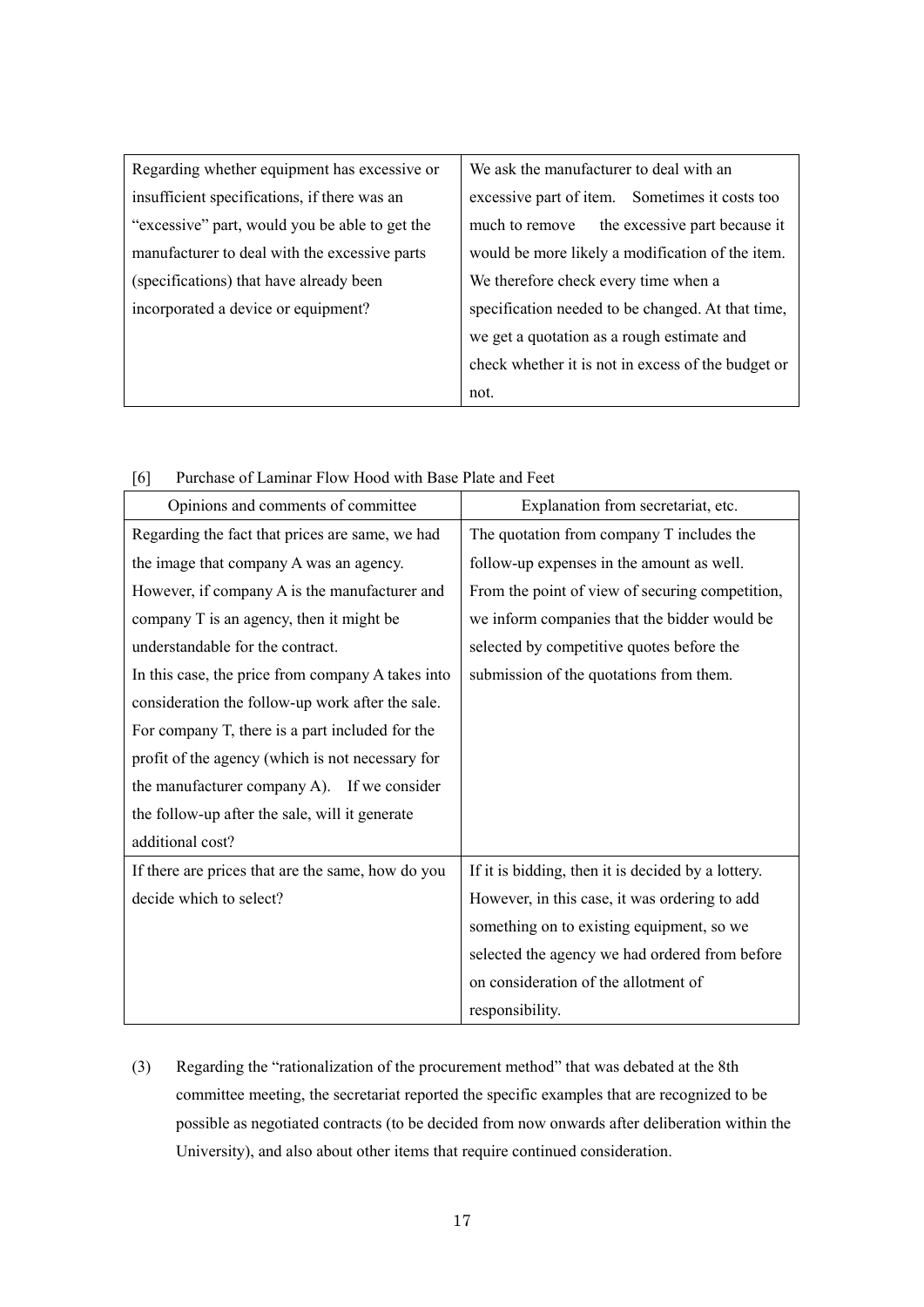| | |
|---|---|
| Regarding whether equipment has excessive or insufficient specifications, if there was an "excessive" part, would you be able to get the manufacturer to deal with the excessive parts (specifications) that have already been incorporated a device or equipment? | We ask the manufacturer to deal with an excessive part of item. Sometimes it costs too much to remove the excessive part because it would be more likely a modification of the item. We therefore check every time when a specification needed to be changed. At that time, we get a quotation as a rough estimate and check whether it is not in excess of the budget or not. |

[6] Purchase of Laminar Flow Hood with Base Plate and Feet

| Opinions and comments of committee | Explanation from secretariat, etc. |
|---|---|
| Regarding the fact that prices are same, we had the image that company A was an agency. However, if company A is the manufacturer and company T is an agency, then it might be understandable for the contract. In this case, the price from company A takes into consideration the follow-up work after the sale. For company T, there is a part included for the profit of the agency (which is not necessary for the manufacturer company A). If we consider the follow-up after the sale, will it generate additional cost? | The quotation from company T includes the follow-up expenses in the amount as well. From the point of view of securing competition, we inform companies that the bidder would be selected by competitive quotes before the submission of the quotations from them. |
| If there are prices that are the same, how do you decide which to select? | If it is bidding, then it is decided by a lottery. However, in this case, it was ordering to add something on to existing equipment, so we selected the agency we had ordered from before on consideration of the allotment of responsibility. |

(3) Regarding the "rationalization of the procurement method" that was debated at the 8th committee meeting, the secretariat reported the specific examples that are recognized to be possible as negotiated contracts (to be decided from now onwards after deliberation within the University), and also about other items that require continued consideration.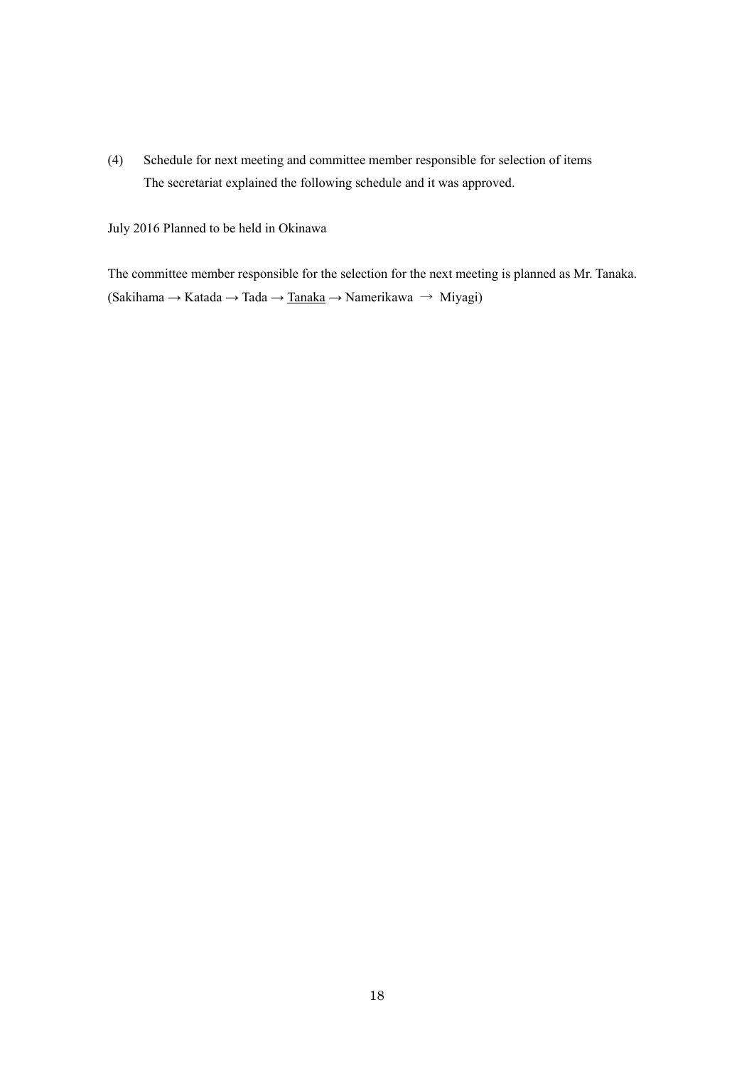(4) Schedule for next meeting and committee member responsible for selection of items
The secretariat explained the following schedule and it was approved.

July 2016 Planned to be held in Okinawa

The committee member responsible for the selection for the next meeting is planned as Mr. Tanaka.
(Sakihama → Katada → Tada → <u>Tanaka</u> → Namerikawa → Miyagi)